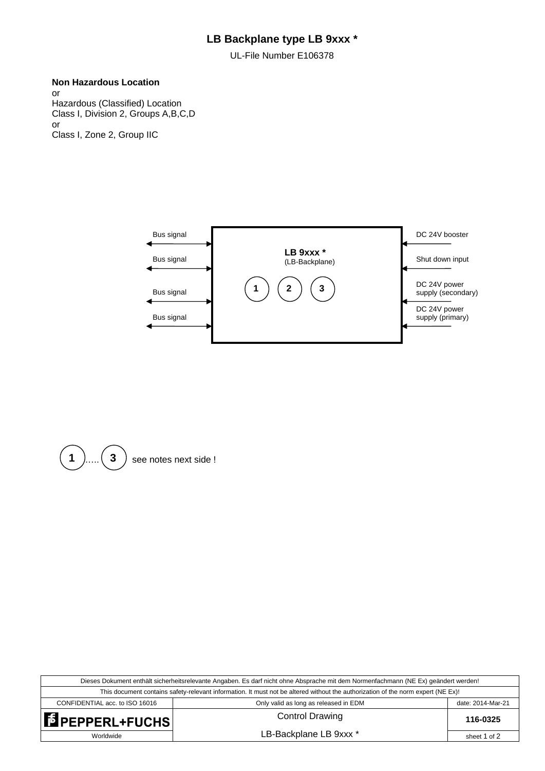# LB Backplane type LB 9xxx *

UL-File Number E106378

**Non Hazardous Location**
or
Hazardous (Classified) Location
Class I, Division 2, Groups A,B,C,D
or
Class I, Zone 2, Group IIC

Bus signal
Bus signal
Bus signal
Bus signal

**LB 9xxx ***
(LB-Backplane)

1 2 3

DC 24V booster
Shut down input
DC 24V power supply (secondary)
DC 24V power supply (primary)

1 ….. 3 see notes next side !

| Dieses Dokument enthält sicherheitsrelevante Angaben. Es darf nicht ohne Absprache mit dem Normenfachmann (NE Ex) geändert werden! | | |
| --- | --- | --- |
| This document contains safety-relevant information. It must not be altered without the authorization of the norm expert (NE Ex)! | | |
| CONFIDENTIAL acc. to ISO 16016 | Only valid as long as released in EDM | date: 2014-Mar-21 |
| PEPPERL+FUCHS | Control Drawing | 116-0325 |
| Worldwide | LB-Backplane LB 9xxx * | sheet 1 of 2 |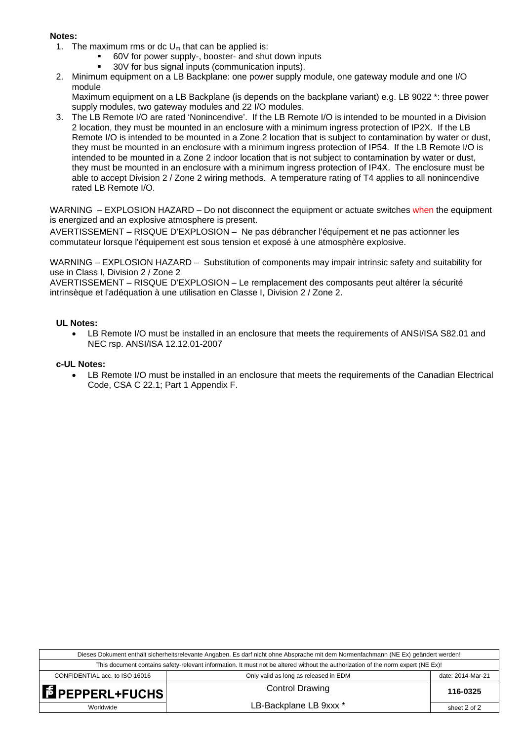**Notes:**

1. The maximum rms or dc $U_m$ that can be applied is:
   - 60V for power supply-, booster- and shut down inputs
   - 30V for bus signal inputs (communication inputs).
2. Minimum equipment on a LB Backplane: one power supply module, one gateway module and one I/O module

   Maximum equipment on a LB Backplane (is depends on the backplane variant) e.g. LB 9022 *: three power supply modules, two gateway modules and 22 I/O modules.
3. The LB Remote I/O are rated 'Nonincendive'. If the LB Remote I/O is intended to be mounted in a Division 2 location, they must be mounted in an enclosure with a minimum ingress protection of IP2X. If the LB Remote I/O is intended to be mounted in a Zone 2 location that is subject to contamination by water or dust, they must be mounted in an enclosure with a minimum ingress protection of IP54. If the LB Remote I/O is intended to be mounted in a Zone 2 indoor location that is not subject to contamination by water or dust, they must be mounted in an enclosure with a minimum ingress protection of IP4X. The enclosure must be able to accept Division 2 / Zone 2 wiring methods. A temperature rating of T4 applies to all nonincendive rated LB Remote I/O.

WARNING – EXPLOSION HAZARD – Do not disconnect the equipment or actuate switches when the equipment is energized and an explosive atmosphere is present.
AVERTISSEMENT – RISQUE D'EXPLOSION – Ne pas débrancher l'équipement et ne pas actionner les commutateur lorsque l'équipement est sous tension et exposé à une atmosphère explosive.

WARNING – EXPLOSION HAZARD – Substitution of components may impair intrinsic safety and suitability for use in Class I, Division 2 / Zone 2
AVERTISSEMENT – RISQUE D'EXPLOSION – Le remplacement des composants peut altérer la sécurité intrinsèque et l'adéquation à une utilisation en Classe I, Division 2 / Zone 2.

**UL Notes:**

- LB Remote I/O must be installed in an enclosure that meets the requirements of ANSI/ISA S82.01 and NEC rsp. ANSI/ISA 12.12.01-2007

**c-UL Notes:**

- LB Remote I/O must be installed in an enclosure that meets the requirements of the Canadian Electrical Code, CSA C 22.1; Part 1 Appendix F.

| | | |
|---|---|---|
| Dieses Dokument enthält sicherheitsrelevante Angaben. Es darf nicht ohne Absprache mit dem Normenfachmann (NE Ex) geändert werden! | | |
| This document contains safety-relevant information. It must not be altered without the authorization of the norm expert (NE Ex)! | | |
| CONFIDENTIAL acc. to ISO 16016 | Only valid as long as released in EDM | date: 2014-Mar-21 |
| PEPPERL+FUCHS | Control Drawing | 116-0325 |
| Worldwide | LB-Backplane LB 9xxx * | sheet 2 of 2 |